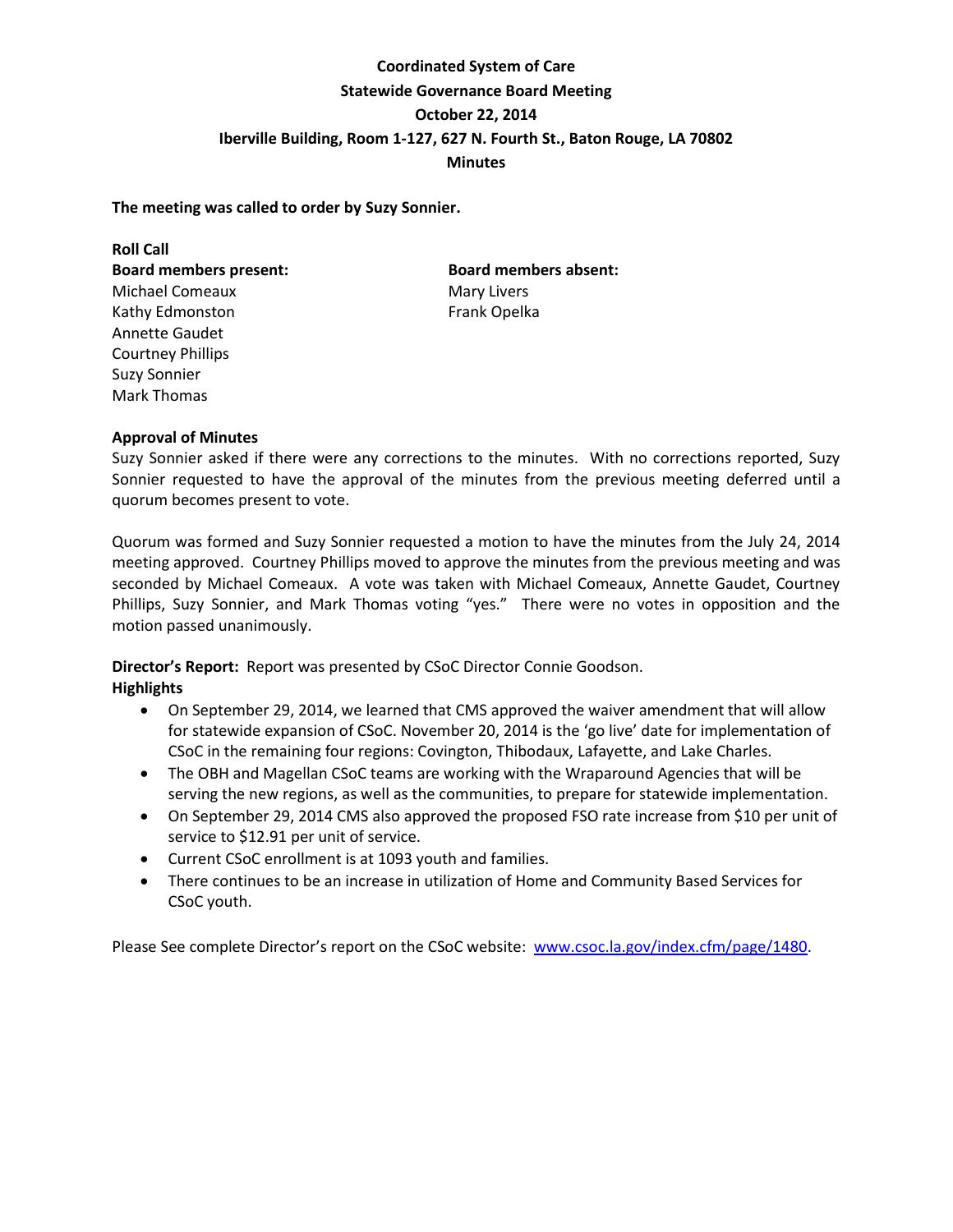# Coordinated System of Care
## Statewide Governance Board Meeting
## October 22, 2014
## Iberville Building, Room 1-127, 627 N. Fourth St., Baton Rouge, LA 70802
## Minutes

**The meeting was called to order by Suzy Sonnier.**

**Roll Call**

**Board members present:**
Michael Comeaux
Kathy Edmonston
Annette Gaudet
Courtney Phillips
Suzy Sonnier
Mark Thomas

**Board members absent:**
Mary Livers
Frank Opelka

**Approval of Minutes**

Suzy Sonnier asked if there were any corrections to the minutes. With no corrections reported, Suzy Sonnier requested to have the approval of the minutes from the previous meeting deferred until a quorum becomes present to vote.

Quorum was formed and Suzy Sonnier requested a motion to have the minutes from the July 24, 2014 meeting approved. Courtney Phillips moved to approve the minutes from the previous meeting and was seconded by Michael Comeaux. A vote was taken with Michael Comeaux, Annette Gaudet, Courtney Phillips, Suzy Sonnier, and Mark Thomas voting "yes." There were no votes in opposition and the motion passed unanimously.

**Director's Report:** Report was presented by CSoC Director Connie Goodson.

**Highlights**

- On September 29, 2014, we learned that CMS approved the waiver amendment that will allow for statewide expansion of CSoC. November 20, 2014 is the 'go live' date for implementation of CSoC in the remaining four regions: Covington, Thibodaux, Lafayette, and Lake Charles.
- The OBH and Magellan CSoC teams are working with the Wraparound Agencies that will be serving the new regions, as well as the communities, to prepare for statewide implementation.
- On September 29, 2014 CMS also approved the proposed FSO rate increase from $10 per unit of service to $12.91 per unit of service.
- Current CSoC enrollment is at 1093 youth and families.
- There continues to be an increase in utilization of Home and Community Based Services for CSoC youth.

Please See complete Director's report on the CSoC website: www.csoc.la.gov/index.cfm/page/1480.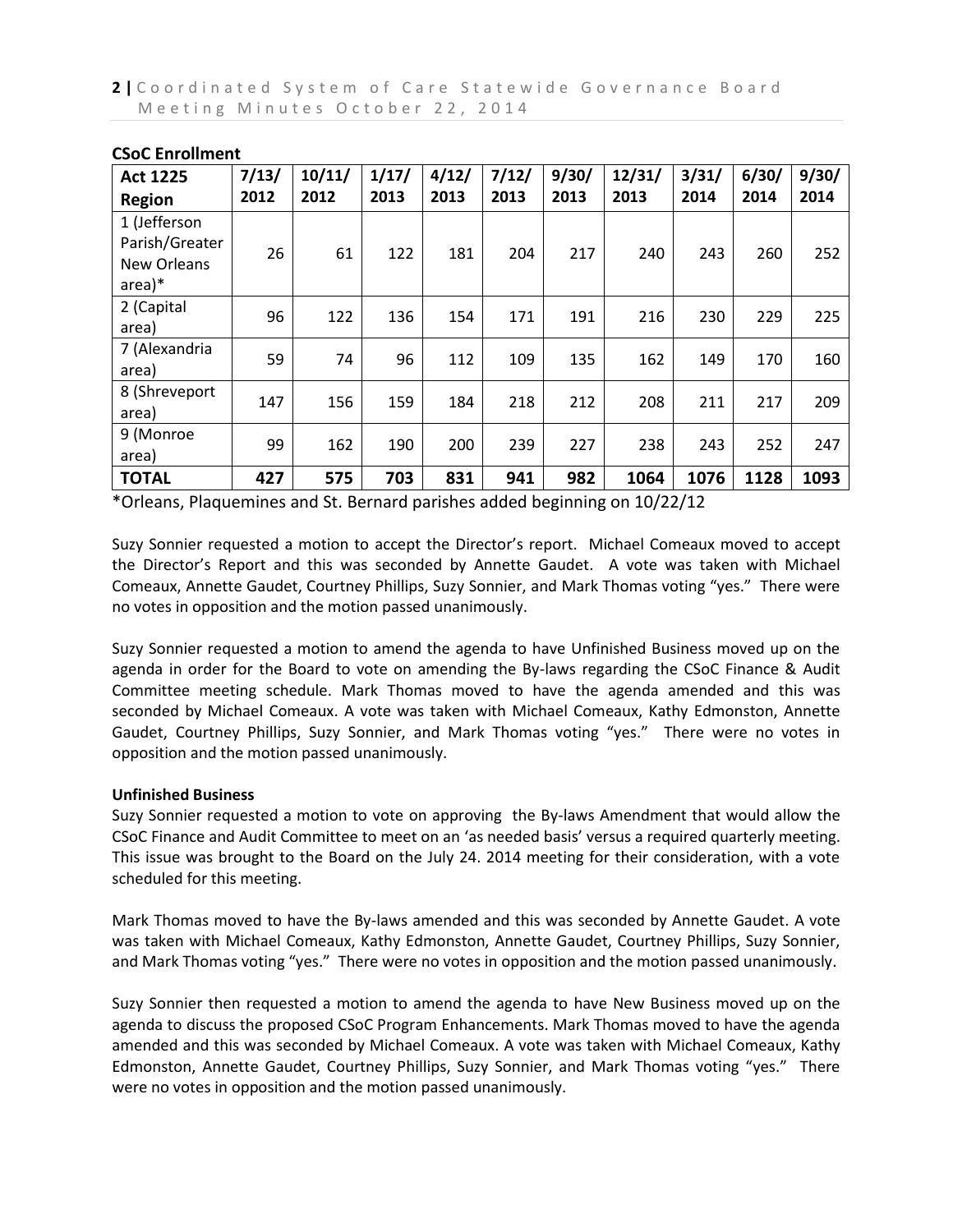## CSoC Enrollment

| Act 1225 Region | 7/13/ 2012 | 10/11/ 2012 | 1/17/ 2013 | 4/12/ 2013 | 7/12/ 2013 | 9/30/ 2013 | 12/31/ 2013 | 3/31/ 2014 | 6/30/ 2014 | 9/30/ 2014 |
|---|---|---|---|---|---|---|---|---|---|---|
| 1 (Jefferson Parish/Greater New Orleans area)* | 26 | 61 | 122 | 181 | 204 | 217 | 240 | 243 | 260 | 252 |
| 2 (Capital area) | 96 | 122 | 136 | 154 | 171 | 191 | 216 | 230 | 229 | 225 |
| 7 (Alexandria area) | 59 | 74 | 96 | 112 | 109 | 135 | 162 | 149 | 170 | 160 |
| 8 (Shreveport area) | 147 | 156 | 159 | 184 | 218 | 212 | 208 | 211 | 217 | 209 |
| 9 (Monroe area) | 99 | 162 | 190 | 200 | 239 | 227 | 238 | 243 | 252 | 247 |
| **TOTAL** | **427** | **575** | **703** | **831** | **941** | **982** | **1064** | **1076** | **1128** | **1093** |

*Orleans, Plaquemines and St. Bernard parishes added beginning on 10/22/12

Suzy Sonnier requested a motion to accept the Director's report. Michael Comeaux moved to accept the Director's Report and this was seconded by Annette Gaudet. A vote was taken with Michael Comeaux, Annette Gaudet, Courtney Phillips, Suzy Sonnier, and Mark Thomas voting "yes." There were no votes in opposition and the motion passed unanimously.

Suzy Sonnier requested a motion to amend the agenda to have Unfinished Business moved up on the agenda in order for the Board to vote on amending the By-laws regarding the CSoC Finance & Audit Committee meeting schedule. Mark Thomas moved to have the agenda amended and this was seconded by Michael Comeaux. A vote was taken with Michael Comeaux, Kathy Edmonston, Annette Gaudet, Courtney Phillips, Suzy Sonnier, and Mark Thomas voting "yes." There were no votes in opposition and the motion passed unanimously.

**Unfinished Business**

Suzy Sonnier requested a motion to vote on approving the By-laws Amendment that would allow the CSoC Finance and Audit Committee to meet on an 'as needed basis' versus a required quarterly meeting. This issue was brought to the Board on the July 24. 2014 meeting for their consideration, with a vote scheduled for this meeting.

Mark Thomas moved to have the By-laws amended and this was seconded by Annette Gaudet. A vote was taken with Michael Comeaux, Kathy Edmonston, Annette Gaudet, Courtney Phillips, Suzy Sonnier, and Mark Thomas voting "yes." There were no votes in opposition and the motion passed unanimously.

Suzy Sonnier then requested a motion to amend the agenda to have New Business moved up on the agenda to discuss the proposed CSoC Program Enhancements. Mark Thomas moved to have the agenda amended and this was seconded by Michael Comeaux. A vote was taken with Michael Comeaux, Kathy Edmonston, Annette Gaudet, Courtney Phillips, Suzy Sonnier, and Mark Thomas voting "yes." There were no votes in opposition and the motion passed unanimously.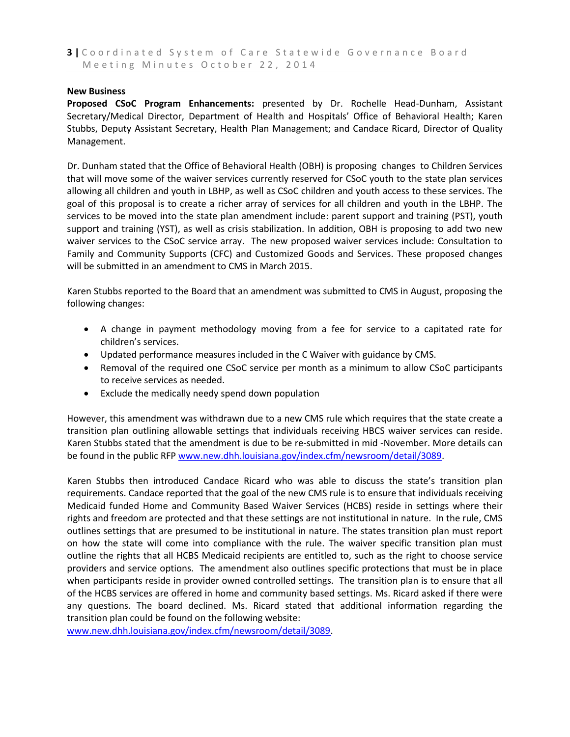**New Business**

**Proposed CSoC Program Enhancements:** presented by Dr. Rochelle Head-Dunham, Assistant Secretary/Medical Director, Department of Health and Hospitals' Office of Behavioral Health; Karen Stubbs, Deputy Assistant Secretary, Health Plan Management; and Candace Ricard, Director of Quality Management.

Dr. Dunham stated that the Office of Behavioral Health (OBH) is proposing changes to Children Services that will move some of the waiver services currently reserved for CSoC youth to the state plan services allowing all children and youth in LBHP, as well as CSoC children and youth access to these services. The goal of this proposal is to create a richer array of services for all children and youth in the LBHP. The services to be moved into the state plan amendment include: parent support and training (PST), youth support and training (YST), as well as crisis stabilization. In addition, OBH is proposing to add two new waiver services to the CSoC service array. The new proposed waiver services include: Consultation to Family and Community Supports (CFC) and Customized Goods and Services. These proposed changes will be submitted in an amendment to CMS in March 2015.

Karen Stubbs reported to the Board that an amendment was submitted to CMS in August, proposing the following changes:

- A change in payment methodology moving from a fee for service to a capitated rate for children's services.
- Updated performance measures included in the C Waiver with guidance by CMS.
- Removal of the required one CSoC service per month as a minimum to allow CSoC participants to receive services as needed.
- Exclude the medically needy spend down population

However, this amendment was withdrawn due to a new CMS rule which requires that the state create a transition plan outlining allowable settings that individuals receiving HBCS waiver services can reside. Karen Stubbs stated that the amendment is due to be re-submitted in mid -November. More details can be found in the public RFP www.new.dhh.louisiana.gov/index.cfm/newsroom/detail/3089.

Karen Stubbs then introduced Candace Ricard who was able to discuss the state's transition plan requirements. Candace reported that the goal of the new CMS rule is to ensure that individuals receiving Medicaid funded Home and Community Based Waiver Services (HCBS) reside in settings where their rights and freedom are protected and that these settings are not institutional in nature. In the rule, CMS outlines settings that are presumed to be institutional in nature. The states transition plan must report on how the state will come into compliance with the rule. The waiver specific transition plan must outline the rights that all HCBS Medicaid recipients are entitled to, such as the right to choose service providers and service options. The amendment also outlines specific protections that must be in place when participants reside in provider owned controlled settings. The transition plan is to ensure that all of the HCBS services are offered in home and community based settings. Ms. Ricard asked if there were any questions. The board declined. Ms. Ricard stated that additional information regarding the transition plan could be found on the following website:
www.new.dhh.louisiana.gov/index.cfm/newsroom/detail/3089.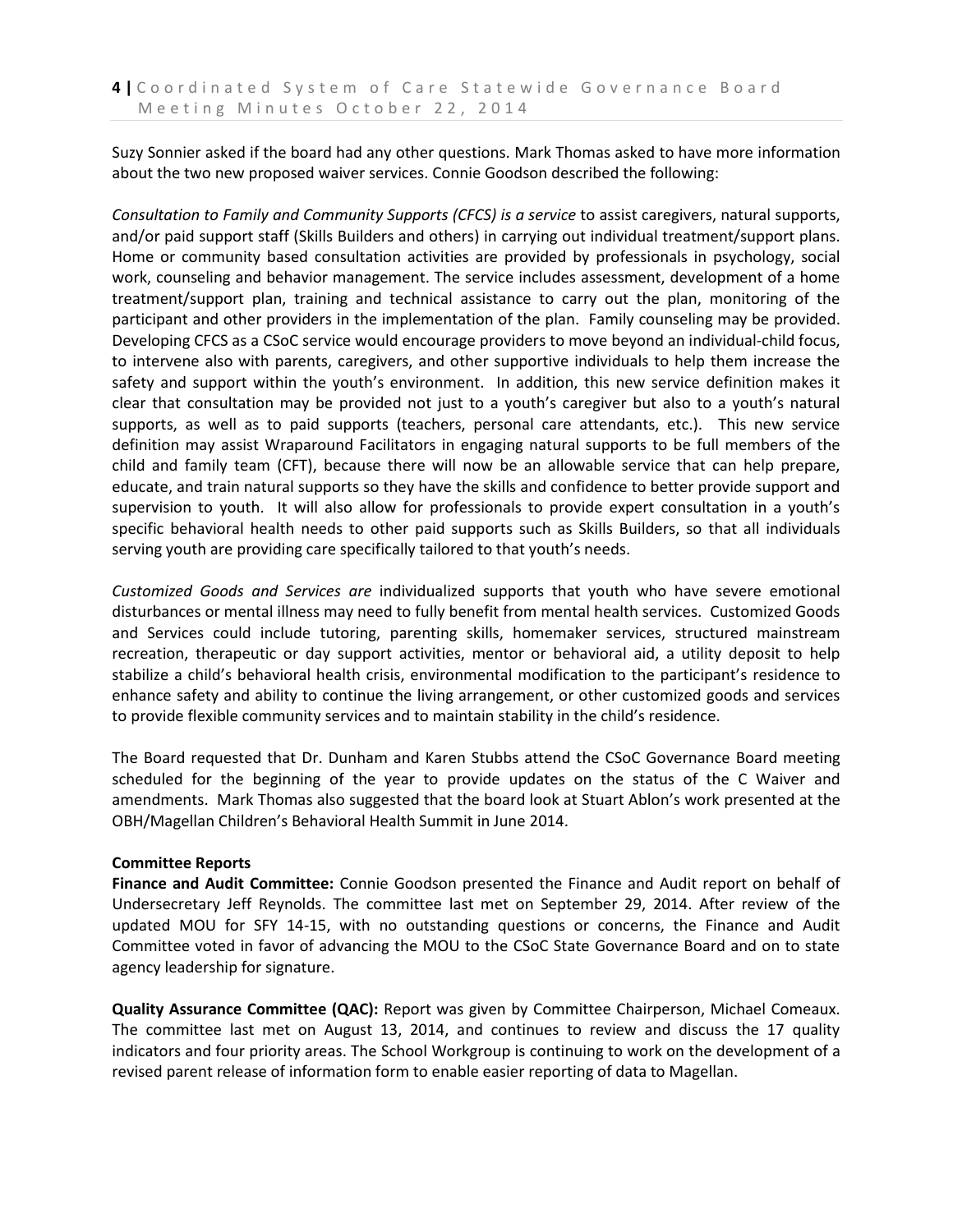Suzy Sonnier asked if the board had any other questions. Mark Thomas asked to have more information about the two new proposed waiver services. Connie Goodson described the following:

*Consultation to Family and Community Supports (CFCS) is a service* to assist caregivers, natural supports, and/or paid support staff (Skills Builders and others) in carrying out individual treatment/support plans. Home or community based consultation activities are provided by professionals in psychology, social work, counseling and behavior management. The service includes assessment, development of a home treatment/support plan, training and technical assistance to carry out the plan, monitoring of the participant and other providers in the implementation of the plan. Family counseling may be provided. Developing CFCS as a CSoC service would encourage providers to move beyond an individual-child focus, to intervene also with parents, caregivers, and other supportive individuals to help them increase the safety and support within the youth's environment. In addition, this new service definition makes it clear that consultation may be provided not just to a youth's caregiver but also to a youth's natural supports, as well as to paid supports (teachers, personal care attendants, etc.). This new service definition may assist Wraparound Facilitators in engaging natural supports to be full members of the child and family team (CFT), because there will now be an allowable service that can help prepare, educate, and train natural supports so they have the skills and confidence to better provide support and supervision to youth. It will also allow for professionals to provide expert consultation in a youth's specific behavioral health needs to other paid supports such as Skills Builders, so that all individuals serving youth are providing care specifically tailored to that youth's needs.

*Customized Goods and Services are* individualized supports that youth who have severe emotional disturbances or mental illness may need to fully benefit from mental health services. Customized Goods and Services could include tutoring, parenting skills, homemaker services, structured mainstream recreation, therapeutic or day support activities, mentor or behavioral aid, a utility deposit to help stabilize a child's behavioral health crisis, environmental modification to the participant's residence to enhance safety and ability to continue the living arrangement, or other customized goods and services to provide flexible community services and to maintain stability in the child's residence.

The Board requested that Dr. Dunham and Karen Stubbs attend the CSoC Governance Board meeting scheduled for the beginning of the year to provide updates on the status of the C Waiver and amendments. Mark Thomas also suggested that the board look at Stuart Ablon's work presented at the OBH/Magellan Children's Behavioral Health Summit in June 2014.

**Committee Reports**

**Finance and Audit Committee:** Connie Goodson presented the Finance and Audit report on behalf of Undersecretary Jeff Reynolds. The committee last met on September 29, 2014. After review of the updated MOU for SFY 14-15, with no outstanding questions or concerns, the Finance and Audit Committee voted in favor of advancing the MOU to the CSoC State Governance Board and on to state agency leadership for signature.

**Quality Assurance Committee (QAC):** Report was given by Committee Chairperson, Michael Comeaux. The committee last met on August 13, 2014, and continues to review and discuss the 17 quality indicators and four priority areas. The School Workgroup is continuing to work on the development of a revised parent release of information form to enable easier reporting of data to Magellan.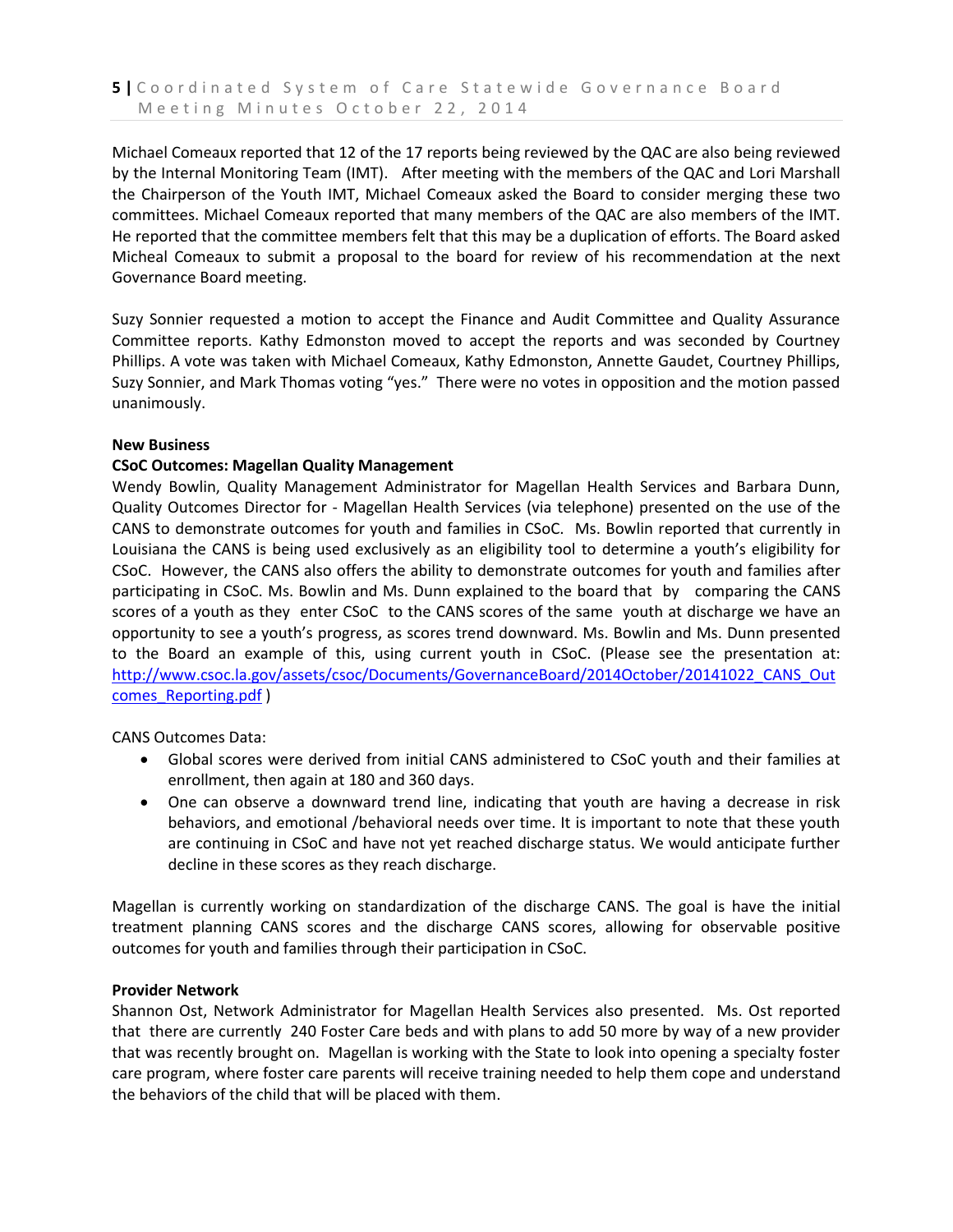Michael Comeaux reported that 12 of the 17 reports being reviewed by the QAC are also being reviewed by the Internal Monitoring Team (IMT). After meeting with the members of the QAC and Lori Marshall the Chairperson of the Youth IMT, Michael Comeaux asked the Board to consider merging these two committees. Michael Comeaux reported that many members of the QAC are also members of the IMT. He reported that the committee members felt that this may be a duplication of efforts. The Board asked Micheal Comeaux to submit a proposal to the board for review of his recommendation at the next Governance Board meeting.

Suzy Sonnier requested a motion to accept the Finance and Audit Committee and Quality Assurance Committee reports. Kathy Edmonston moved to accept the reports and was seconded by Courtney Phillips. A vote was taken with Michael Comeaux, Kathy Edmonston, Annette Gaudet, Courtney Phillips, Suzy Sonnier, and Mark Thomas voting "yes." There were no votes in opposition and the motion passed unanimously.

**New Business**

**CSoC Outcomes: Magellan Quality Management**

Wendy Bowlin, Quality Management Administrator for Magellan Health Services and Barbara Dunn, Quality Outcomes Director for - Magellan Health Services (via telephone) presented on the use of the CANS to demonstrate outcomes for youth and families in CSoC. Ms. Bowlin reported that currently in Louisiana the CANS is being used exclusively as an eligibility tool to determine a youth's eligibility for CSoC. However, the CANS also offers the ability to demonstrate outcomes for youth and families after participating in CSoC. Ms. Bowlin and Ms. Dunn explained to the board that by comparing the CANS scores of a youth as they enter CSoC to the CANS scores of the same youth at discharge we have an opportunity to see a youth's progress, as scores trend downward. Ms. Bowlin and Ms. Dunn presented to the Board an example of this, using current youth in CSoC. (Please see the presentation at: [http://www.csoc.la.gov/assets/csoc/Documents/GovernanceBoard/2014October/20141022_CANS_Outcomes_Reporting.pdf](http://www.csoc.la.gov/assets/csoc/Documents/GovernanceBoard/2014October/20141022_CANS_Outcomes_Reporting.pdf) )

CANS Outcomes Data:

- Global scores were derived from initial CANS administered to CSoC youth and their families at enrollment, then again at 180 and 360 days.
- One can observe a downward trend line, indicating that youth are having a decrease in risk behaviors, and emotional /behavioral needs over time. It is important to note that these youth are continuing in CSoC and have not yet reached discharge status. We would anticipate further decline in these scores as they reach discharge.

Magellan is currently working on standardization of the discharge CANS. The goal is have the initial treatment planning CANS scores and the discharge CANS scores, allowing for observable positive outcomes for youth and families through their participation in CSoC.

**Provider Network**

Shannon Ost, Network Administrator for Magellan Health Services also presented. Ms. Ost reported that there are currently 240 Foster Care beds and with plans to add 50 more by way of a new provider that was recently brought on. Magellan is working with the State to look into opening a specialty foster care program, where foster care parents will receive training needed to help them cope and understand the behaviors of the child that will be placed with them.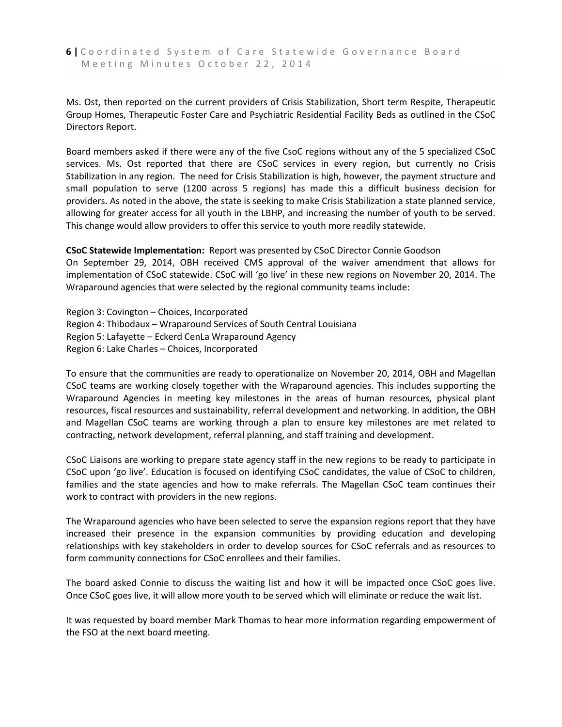Ms. Ost, then reported on the current providers of Crisis Stabilization, Short term Respite, Therapeutic Group Homes, Therapeutic Foster Care and Psychiatric Residential Facility Beds as outlined in the CSoC Directors Report.

Board members asked if there were any of the five CsoC regions without any of the 5 specialized CSoC services. Ms. Ost reported that there are CSoC services in every region, but currently no Crisis Stabilization in any region. The need for Crisis Stabilization is high, however, the payment structure and small population to serve (1200 across 5 regions) has made this a difficult business decision for providers. As noted in the above, the state is seeking to make Crisis Stabilization a state planned service, allowing for greater access for all youth in the LBHP, and increasing the number of youth to be served. This change would allow providers to offer this service to youth more readily statewide.

**CSoC Statewide Implementation:** Report was presented by CSoC Director Connie Goodson

On September 29, 2014, OBH received CMS approval of the waiver amendment that allows for implementation of CSoC statewide. CSoC will 'go live' in these new regions on November 20, 2014. The Wraparound agencies that were selected by the regional community teams include:

Region 3: Covington – Choices, Incorporated
Region 4: Thibodaux – Wraparound Services of South Central Louisiana
Region 5: Lafayette – Eckerd CenLa Wraparound Agency
Region 6: Lake Charles – Choices, Incorporated

To ensure that the communities are ready to operationalize on November 20, 2014, OBH and Magellan CSoC teams are working closely together with the Wraparound agencies. This includes supporting the Wraparound Agencies in meeting key milestones in the areas of human resources, physical plant resources, fiscal resources and sustainability, referral development and networking. In addition, the OBH and Magellan CSoC teams are working through a plan to ensure key milestones are met related to contracting, network development, referral planning, and staff training and development.

CSoC Liaisons are working to prepare state agency staff in the new regions to be ready to participate in CSoC upon 'go live'. Education is focused on identifying CSoC candidates, the value of CSoC to children, families and the state agencies and how to make referrals. The Magellan CSoC team continues their work to contract with providers in the new regions.

The Wraparound agencies who have been selected to serve the expansion regions report that they have increased their presence in the expansion communities by providing education and developing relationships with key stakeholders in order to develop sources for CSoC referrals and as resources to form community connections for CSoC enrollees and their families.

The board asked Connie to discuss the waiting list and how it will be impacted once CSoC goes live. Once CSoC goes live, it will allow more youth to be served which will eliminate or reduce the wait list.

It was requested by board member Mark Thomas to hear more information regarding empowerment of the FSO at the next board meeting.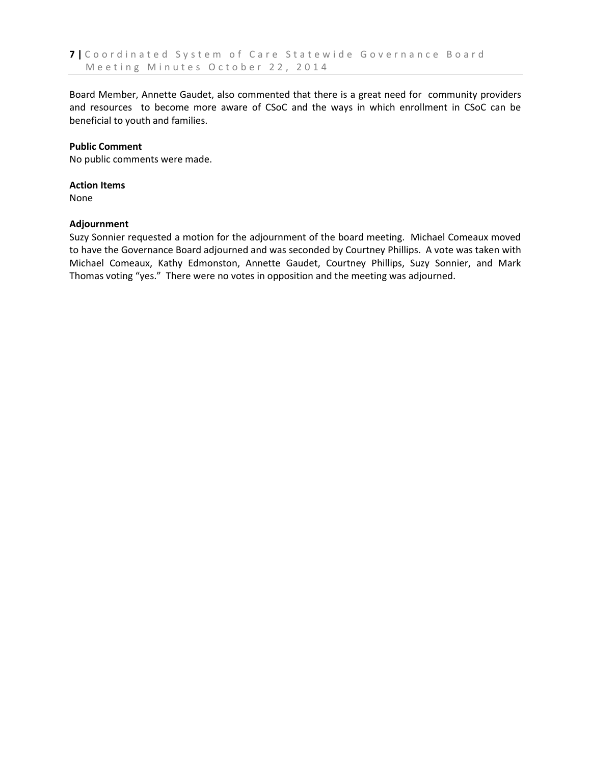Board Member, Annette Gaudet, also commented that there is a great need for community providers and resources to become more aware of CSoC and the ways in which enrollment in CSoC can be beneficial to youth and families.

**Public Comment**

No public comments were made.

**Action Items**

None

**Adjournment**

Suzy Sonnier requested a motion for the adjournment of the board meeting. Michael Comeaux moved to have the Governance Board adjourned and was seconded by Courtney Phillips. A vote was taken with Michael Comeaux, Kathy Edmonston, Annette Gaudet, Courtney Phillips, Suzy Sonnier, and Mark Thomas voting "yes." There were no votes in opposition and the meeting was adjourned.